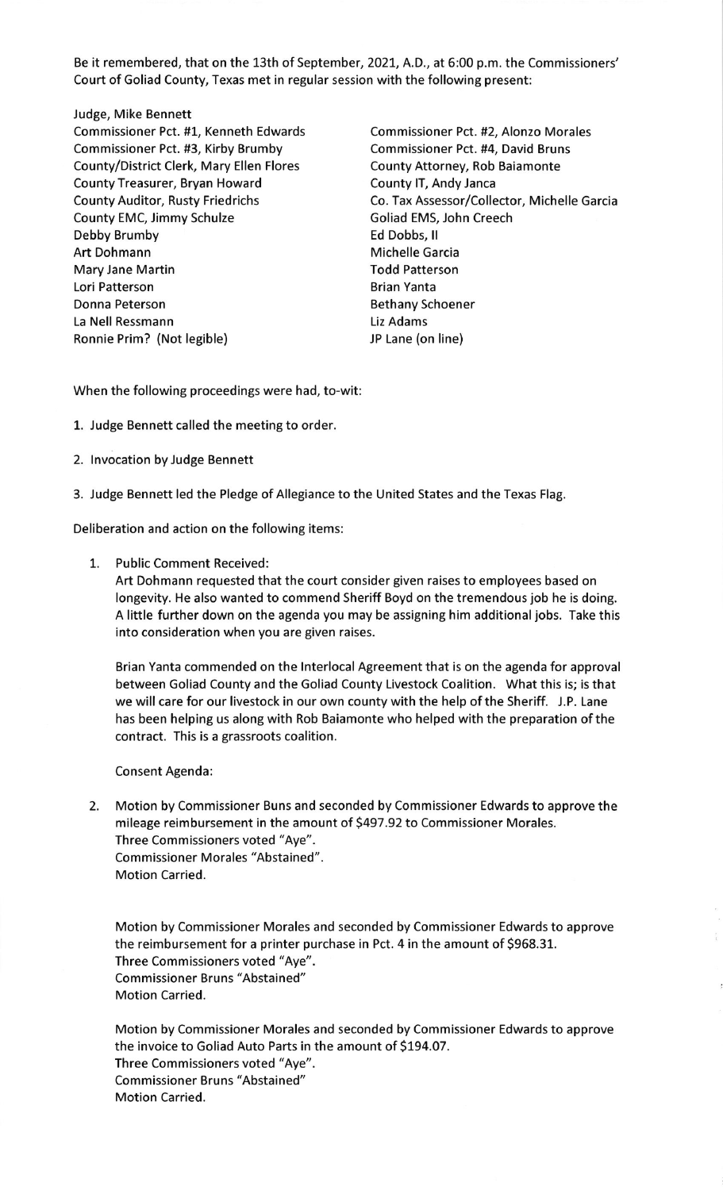Be it remembered, that on the 13th of September, 2021, A.D., at 6:00 p.m. the Commissioners' Court of Goliad County, Texas met in regular session with the following present:

Judge, Mike Bennett
Commissioner Pct. #1, Kenneth Edwards
Commissioner Pct. #2, Alonzo Morales
Commissioner Pct. #3, Kirby Brumby
Commissioner Pct. #4, David Bruns
County/District Clerk, Mary Ellen Flores
County Attorney, Rob Baiamonte
County Treasurer, Bryan Howard
County IT, Andy Janca
County Auditor, Rusty Friedrichs
Co. Tax Assessor/Collector, Michelle Garcia
County EMC, Jimmy Schulze
Goliad EMS, John Creech
Debby Brumby
Ed Dobbs, II
Art Dohmann
Michelle Garcia
Mary Jane Martin
Todd Patterson
Lori Patterson
Brian Yanta
Donna Peterson
Bethany Schoener
La Nell Ressmann
Liz Adams
Ronnie Prim? (Not legible)
JP Lane (on line)

When the following proceedings were had, to-wit:

1. Judge Bennett called the meeting to order.

2. Invocation by Judge Bennett

3. Judge Bennett led the Pledge of Allegiance to the United States and the Texas Flag.

Deliberation and action on the following items:

1. Public Comment Received:
   Art Dohmann requested that the court consider given raises to employees based on longevity. He also wanted to commend Sheriff Boyd on the tremendous job he is doing. A little further down on the agenda you may be assigning him additional jobs. Take this into consideration when you are given raises.

   Brian Yanta commended on the Interlocal Agreement that is on the agenda for approval between Goliad County and the Goliad County Livestock Coalition. What this is; is that we will care for our livestock in our own county with the help of the Sheriff. J.P. Lane has been helping us along with Rob Baiamonte who helped with the preparation of the contract. This is a grassroots coalition.

   Consent Agenda:

2. Motion by Commissioner Buns and seconded by Commissioner Edwards to approve the mileage reimbursement in the amount of $497.92 to Commissioner Morales.
   Three Commissioners voted "Aye".
   Commissioner Morales "Abstained".
   Motion Carried.

   Motion by Commissioner Morales and seconded by Commissioner Edwards to approve the reimbursement for a printer purchase in Pct. 4 in the amount of $968.31.
   Three Commissioners voted "Aye".
   Commissioner Bruns "Abstained"
   Motion Carried.

   Motion by Commissioner Morales and seconded by Commissioner Edwards to approve the invoice to Goliad Auto Parts in the amount of $194.07.
   Three Commissioners voted "Aye".
   Commissioner Bruns "Abstained"
   Motion Carried.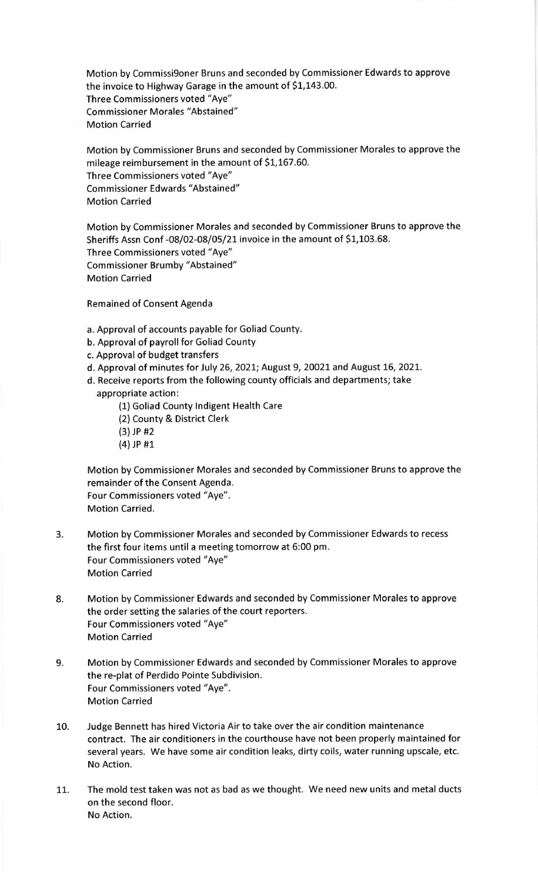Motion by Commissi9oner Bruns and seconded by Commissioner Edwards to approve the invoice to Highway Garage in the amount of $1,143.00.
Three Commissioners voted "Aye"
Commissioner Morales "Abstained"
Motion Carried

Motion by Commissioner Bruns and seconded by Commissioner Morales to approve the mileage reimbursement in the amount of $1,167.60.
Three Commissioners voted "Aye"
Commissioner Edwards "Abstained"
Motion Carried

Motion by Commissioner Morales and seconded by Commissioner Bruns to approve the Sheriffs Assn Conf -08/02-08/05/21 invoice in the amount of $1,103.68.
Three Commissioners voted "Aye"
Commissioner Brumby "Abstained"
Motion Carried

Remained of Consent Agenda

a. Approval of accounts payable for Goliad County.
b. Approval of payroll for Goliad County
c. Approval of budget transfers
d. Approval of minutes for July 26, 2021; August 9, 20021 and August 16, 2021.
d. Receive reports from the following county officials and departments; take appropriate action:
   (1) Goliad County Indigent Health Care
   (2) County & District Clerk
   (3) JP #2
   (4) JP #1

Motion by Commissioner Morales and seconded by Commissioner Bruns to approve the remainder of the Consent Agenda.
Four Commissioners voted "Aye".
Motion Carried.

3. Motion by Commissioner Morales and seconded by Commissioner Edwards to recess the first four items until a meeting tomorrow at 6:00 pm.
   Four Commissioners voted "Aye"
   Motion Carried

8. Motion by Commissioner Edwards and seconded by Commissioner Morales to approve the order setting the salaries of the court reporters.
   Four Commissioners voted "Aye"
   Motion Carried

9. Motion by Commissioner Edwards and seconded by Commissioner Morales to approve the re-plat of Perdido Pointe Subdivision.
   Four Commissioners voted "Aye".
   Motion Carried

10. Judge Bennett has hired Victoria Air to take over the air condition maintenance contract. The air conditioners in the courthouse have not been properly maintained for several years. We have some air condition leaks, dirty coils, water running upscale, etc.
    No Action.

11. The mold test taken was not as bad as we thought. We need new units and metal ducts on the second floor.
    No Action.